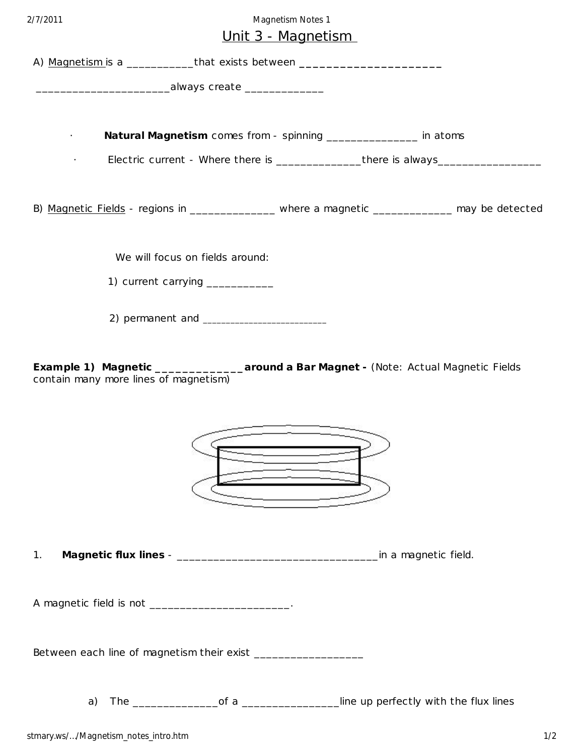# Unit 3 - Magnetism

A) Magnetism is a ___________that exists between ______________________

______________________always create _____________

- **Natural Magnetism** comes from - spinning _______________ in atoms
- Electric current - Where there is ______________there is always_________________

B) Magnetic Fields - regions in ______________ where a magnetic _____________ may be detected

We will focus on fields around:

1) current carrying ___________

2) permanent and ________________________

**Example 1) Magnetic ______________ around a Bar Magnet -** (Note: Actual Magnetic Fields contain many more lines of magnetism)

1. **Magnetic flux lines** - _________________________________in a magnetic field.

A magnetic field is not _______________________.

Between each line of magnetism their exist _________________

a) The ______________of a ________________line up perfectly with the flux lines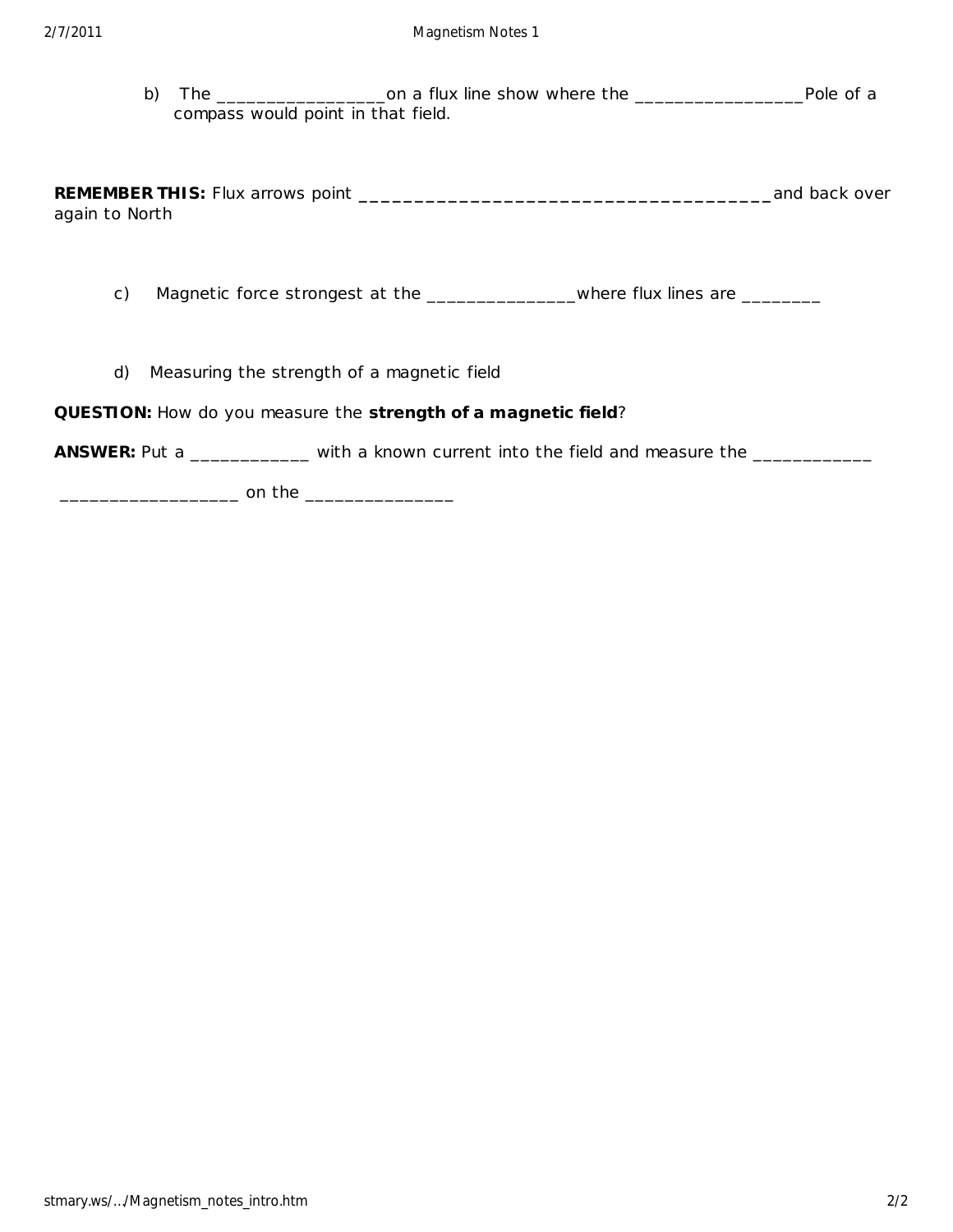b) The _________________on a flux line show where the _________________Pole of a compass would point in that field.

**REMEMBER THIS:** Flux arrows point **______________________________________**and back over again to North

c) Magnetic force strongest at the _______________where flux lines are ________

d) Measuring the strength of a magnetic field

**QUESTION:** How do you measure the **strength of a magnetic field**?

**ANSWER:** Put a ____________ with a known current into the field and measure the ____________

__________________ on the _______________